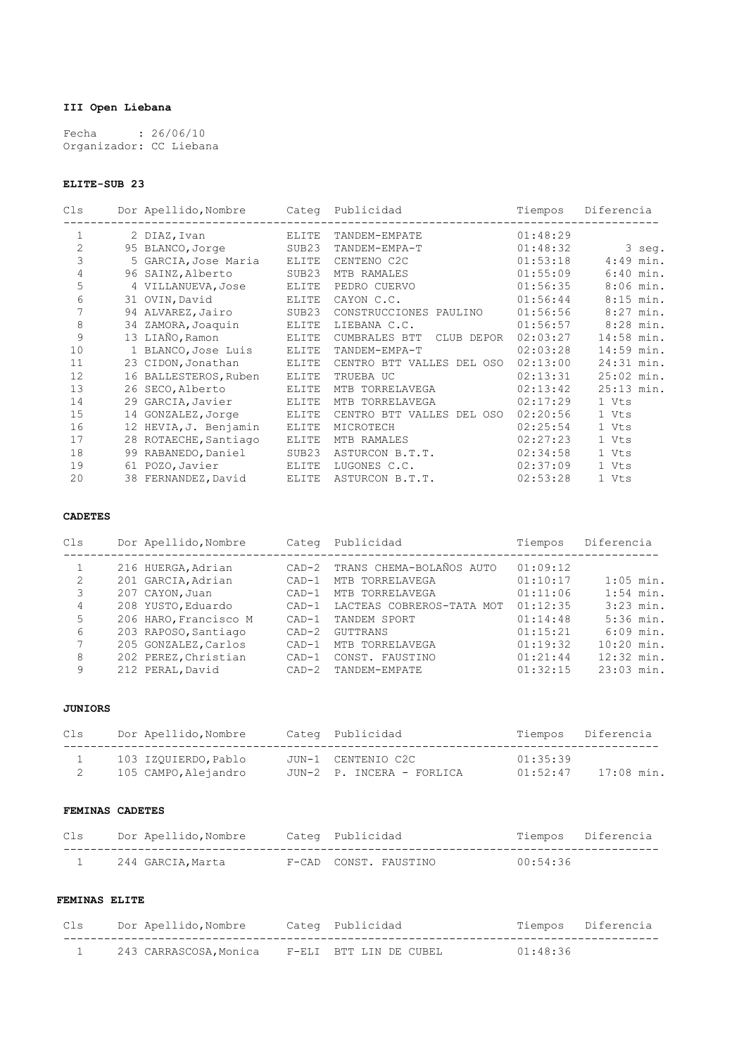**III Open Liebana**

Fecha : 26/06/10
Organizador: CC Liebana

**ELITE-SUB 23**

| Cls | Dor | Apellido,Nombre | Categ | Publicidad | Tiempos | Diferencia |
|---|---|---|---|---|---|---|
| 1 | 2 | DIAZ,Ivan | ELITE | TANDEM-EMPATE | 01:48:29 | |
| 2 | 95 | BLANCO,Jorge | SUB23 | TANDEM-EMPA-T | 01:48:32 | 3 seg. |
| 3 | 5 | GARCIA,Jose Maria | ELITE | CENTENO C2C | 01:53:18 | 4:49 min. |
| 4 | 96 | SAINZ,Alberto | SUB23 | MTB RAMALES | 01:55:09 | 6:40 min. |
| 5 | 4 | VILLANUEVA,Jose | ELITE | PEDRO CUERVO | 01:56:35 | 8:06 min. |
| 6 | 31 | OVIN,David | ELITE | CAYON C.C. | 01:56:44 | 8:15 min. |
| 7 | 94 | ALVAREZ,Jairo | SUB23 | CONSTRUCCIONES PAULINO | 01:56:56 | 8:27 min. |
| 8 | 34 | ZAMORA,Joaquin | ELITE | LIEBANA C.C. | 01:56:57 | 8:28 min. |
| 9 | 13 | LIAÑO,Ramon | ELITE | CUMBRALES BTT CLUB DEPOR | 02:03:27 | 14:58 min. |
| 10 | 1 | BLANCO,Jose Luis | ELITE | TANDEM-EMPA-T | 02:03:28 | 14:59 min. |
| 11 | 23 | CIDON,Jonathan | ELITE | CENTRO BTT VALLES DEL OSO | 02:13:00 | 24:31 min. |
| 12 | 16 | BALLESTEROS,Ruben | ELITE | TRUEBA UC | 02:13:31 | 25:02 min. |
| 13 | 26 | SECO,Alberto | ELITE | MTB TORRELAVEGA | 02:13:42 | 25:13 min. |
| 14 | 29 | GARCIA,Javier | ELITE | MTB TORRELAVEGA | 02:17:29 | 1 Vts |
| 15 | 14 | GONZALEZ,Jorge | ELITE | CENTRO BTT VALLES DEL OSO | 02:20:56 | 1 Vts |
| 16 | 12 | HEVIA,J. Benjamin | ELITE | MICROTECH | 02:25:54 | 1 Vts |
| 17 | 28 | ROTAECHE,Santiago | ELITE | MTB RAMALES | 02:27:23 | 1 Vts |
| 18 | 99 | RABANEDO,Daniel | SUB23 | ASTURCON B.T.T. | 02:34:58 | 1 Vts |
| 19 | 61 | POZO,Javier | ELITE | LUGONES C.C. | 02:37:09 | 1 Vts |
| 20 | 38 | FERNANDEZ,David | ELITE | ASTURCON B.T.T. | 02:53:28 | 1 Vts |

**CADETES**

| Cls | Dor | Apellido,Nombre | Categ | Publicidad | Tiempos | Diferencia |
|---|---|---|---|---|---|---|
| 1 | 216 | HUERGA,Adrian | CAD-2 | TRANS CHEMA-BOLAÑOS AUTO | 01:09:12 | |
| 2 | 201 | GARCIA,Adrian | CAD-1 | MTB TORRELAVEGA | 01:10:17 | 1:05 min. |
| 3 | 207 | CAYON,Juan | CAD-1 | MTB TORRELAVEGA | 01:11:06 | 1:54 min. |
| 4 | 208 | YUSTO,Eduardo | CAD-1 | LACTEAS COBREROS-TATA MOT | 01:12:35 | 3:23 min. |
| 5 | 206 | HARO,Francisco M | CAD-1 | TANDEM SPORT | 01:14:48 | 5:36 min. |
| 6 | 203 | RAPOSO,Santiago | CAD-2 | GUTTRANS | 01:15:21 | 6:09 min. |
| 7 | 205 | GONZALEZ,Carlos | CAD-1 | MTB TORRELAVEGA | 01:19:32 | 10:20 min. |
| 8 | 202 | PEREZ,Christian | CAD-1 | CONST. FAUSTINO | 01:21:44 | 12:32 min. |
| 9 | 212 | PERAL,David | CAD-2 | TANDEM-EMPATE | 01:32:15 | 23:03 min. |

**JUNIORS**

| Cls | Dor | Apellido,Nombre | Categ | Publicidad | Tiempos | Diferencia |
|---|---|---|---|---|---|---|
| 1 | 103 | IZQUIERDO,Pablo | JUN-1 | CENTENIO C2C | 01:35:39 | |
| 2 | 105 | CAMPO,Alejandro | JUN-2 | P. INCERA - FORLICA | 01:52:47 | 17:08 min. |

**FEMINAS CADETES**

| Cls | Dor | Apellido,Nombre | Categ | Publicidad | Tiempos | Diferencia |
|---|---|---|---|---|---|---|
| 1 | 244 | GARCIA,Marta | F-CAD | CONST. FAUSTINO | 00:54:36 | |

**FEMINAS ELITE**

| Cls | Dor | Apellido,Nombre | Categ | Publicidad | Tiempos | Diferencia |
|---|---|---|---|---|---|---|
| 1 | 243 | CARRASCOSA,Monica | F-ELI | BTT LIN DE CUBEL | 01:48:36 | |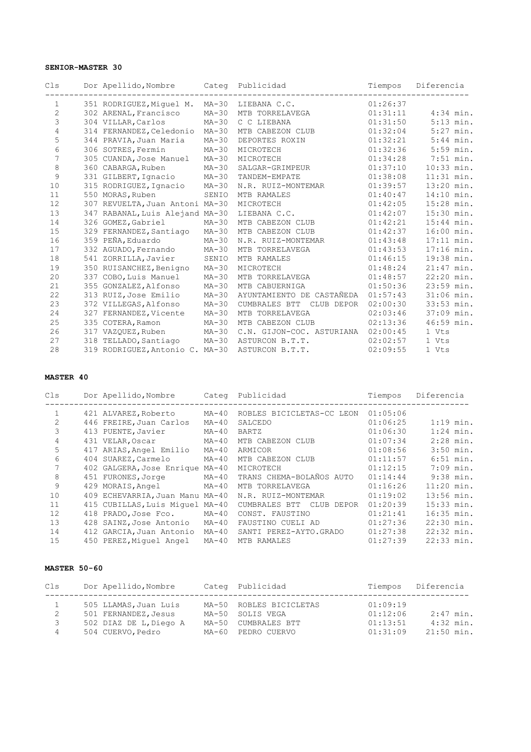**SENIOR-MASTER 30**

| Cls | Dor | Apellido,Nombre | Categ | Publicidad | Tiempos | Diferencia |
|---|---|---|---|---|---|---|
| 1 | 351 | RODRIGUEZ,Miguel M. | MA-30 | LIEBANA C.C. | 01:26:37 | |
| 2 | 302 | ARENAL,Francisco | MA-30 | MTB TORRELAVEGA | 01:31:11 | 4:34 min. |
| 3 | 304 | VILLAR,Carlos | MA-30 | C C LIEBANA | 01:31:50 | 5:13 min. |
| 4 | 314 | FERNANDEZ,Celedonio | MA-30 | MTB CABEZON CLUB | 01:32:04 | 5:27 min. |
| 5 | 344 | PRAVIA,Juan Maria | MA-30 | DEPORTES ROXIN | 01:32:21 | 5:44 min. |
| 6 | 306 | SOTRES,Fermin | MA-30 | MICROTECH | 01:32:36 | 5:59 min. |
| 7 | 305 | CUANDA,Jose Manuel | MA-30 | MICROTECH | 01:34:28 | 7:51 min. |
| 8 | 360 | CABARGA,Ruben | MA-30 | SALGAR-GRIMPEUR | 01:37:10 | 10:33 min. |
| 9 | 331 | GILBERT,Ignacio | MA-30 | TANDEM-EMPATE | 01:38:08 | 11:31 min. |
| 10 | 315 | RODRIGUEZ,Ignacio | MA-30 | N.R. RUIZ-MONTEMAR | 01:39:57 | 13:20 min. |
| 11 | 550 | MORAS,Ruben | SENIO | MTB RAMALES | 01:40:47 | 14:10 min. |
| 12 | 307 | REVUELTA,Juan Antoni | MA-30 | MICROTECH | 01:42:05 | 15:28 min. |
| 13 | 347 | RABANAL,Luis Alejand | MA-30 | LIEBANA C.C. | 01:42:07 | 15:30 min. |
| 14 | 326 | GOMEZ,Gabriel | MA-30 | MTB CABEZON CLUB | 01:42:21 | 15:44 min. |
| 15 | 329 | FERNANDEZ,Santiago | MA-30 | MTB CABEZON CLUB | 01:42:37 | 16:00 min. |
| 16 | 359 | PEÑA,Eduardo | MA-30 | N.R. RUIZ-MONTEMAR | 01:43:48 | 17:11 min. |
| 17 | 332 | AGUADO,Fernando | MA-30 | MTB TORRELAVEGA | 01:43:53 | 17:16 min. |
| 18 | 541 | ZORRILLA,Javier | SENIO | MTB RAMALES | 01:46:15 | 19:38 min. |
| 19 | 350 | RUISANCHEZ,Benigno | MA-30 | MICROTECH | 01:48:24 | 21:47 min. |
| 20 | 337 | COBO,Luis Manuel | MA-30 | MTB TORRELAVEGA | 01:48:57 | 22:20 min. |
| 21 | 355 | GONZALEZ,Alfonso | MA-30 | MTB CABUERNIGA | 01:50:36 | 23:59 min. |
| 22 | 313 | RUIZ,Jose Emilio | MA-30 | AYUNTAMIENTO DE CASTAÑEDA | 01:57:43 | 31:06 min. |
| 23 | 372 | VILLEGAS,Alfonso | MA-30 | CUMBRALES BTT CLUB DEPOR | 02:00:30 | 33:53 min. |
| 24 | 327 | FERNANDEZ,Vicente | MA-30 | MTB TORRELAVEGA | 02:03:46 | 37:09 min. |
| 25 | 335 | COTERA,Ramon | MA-30 | MTB CABEZON CLUB | 02:13:36 | 46:59 min. |
| 26 | 317 | VAZQUEZ,Ruben | MA-30 | C.N. GIJON-COC. ASTURIANA | 02:00:45 | 1 Vts |
| 27 | 318 | TELLADO,Santiago | MA-30 | ASTURCON B.T.T. | 02:02:57 | 1 Vts |
| 28 | 319 | RODRIGUEZ,Antonio C. | MA-30 | ASTURCON B.T.T. | 02:09:55 | 1 Vts |

**MASTER 40**

| Cls | Dor | Apellido,Nombre | Categ | Publicidad | Tiempos | Diferencia |
|---|---|---|---|---|---|---|
| 1 | 421 | ALVAREZ,Roberto | MA-40 | ROBLES BICICLETAS-CC LEON | 01:05:06 | |
| 2 | 446 | FREIRE,Juan Carlos | MA-40 | SALCEDO | 01:06:25 | 1:19 min. |
| 3 | 413 | PUENTE,Javier | MA-40 | BARTZ | 01:06:30 | 1:24 min. |
| 4 | 431 | VELAR,Oscar | MA-40 | MTB CABEZON CLUB | 01:07:34 | 2:28 min. |
| 5 | 417 | ARIAS,Angel Emilio | MA-40 | ARMICOR | 01:08:56 | 3:50 min. |
| 6 | 404 | SUAREZ,Carmelo | MA-40 | MTB CABEZON CLUB | 01:11:57 | 6:51 min. |
| 7 | 402 | GALGERA,Jose Enrique | MA-40 | MICROTECH | 01:12:15 | 7:09 min. |
| 8 | 451 | FURONES,Jorge | MA-40 | TRANS CHEMA-BOLAÑOS AUTO | 01:14:44 | 9:38 min. |
| 9 | 429 | MORAIS,Angel | MA-40 | MTB TORRELAVEGA | 01:16:26 | 11:20 min. |
| 10 | 409 | ECHEVARRIA,Juan Manu | MA-40 | N.R. RUIZ-MONTEMAR | 01:19:02 | 13:56 min. |
| 11 | 415 | CUBILLAS,Luis Miguel | MA-40 | CUMBRALES BTT CLUB DEPOR | 01:20:39 | 15:33 min. |
| 12 | 418 | PRADO,Jose Fco. | MA-40 | CONST. FAUSTINO | 01:21:41 | 16:35 min. |
| 13 | 428 | SAINZ,Jose Antonio | MA-40 | FAUSTINO CUELI AD | 01:27:36 | 22:30 min. |
| 14 | 412 | GARCIA,Juan Antonio | MA-40 | SANTI PEREZ-AYTO.GRADO | 01:27:38 | 22:32 min. |
| 15 | 450 | PEREZ,Miguel Angel | MA-40 | MTB RAMALES | 01:27:39 | 22:33 min. |

**MASTER 50-60**

| Cls | Dor | Apellido,Nombre | Categ | Publicidad | Tiempos | Diferencia |
|---|---|---|---|---|---|---|
| 1 | 505 | LLAMAS,Juan Luis | MA-50 | ROBLES BICICLETAS | 01:09:19 | |
| 2 | 501 | FERNANDEZ,Jesus | MA-50 | SOLIS VEGA | 01:12:06 | 2:47 min. |
| 3 | 502 | DIAZ DE L,Diego A | MA-50 | CUMBRALES BTT | 01:13:51 | 4:32 min. |
| 4 | 504 | CUERVO,Pedro | MA-60 | PEDRO CUERVO | 01:31:09 | 21:50 min. |